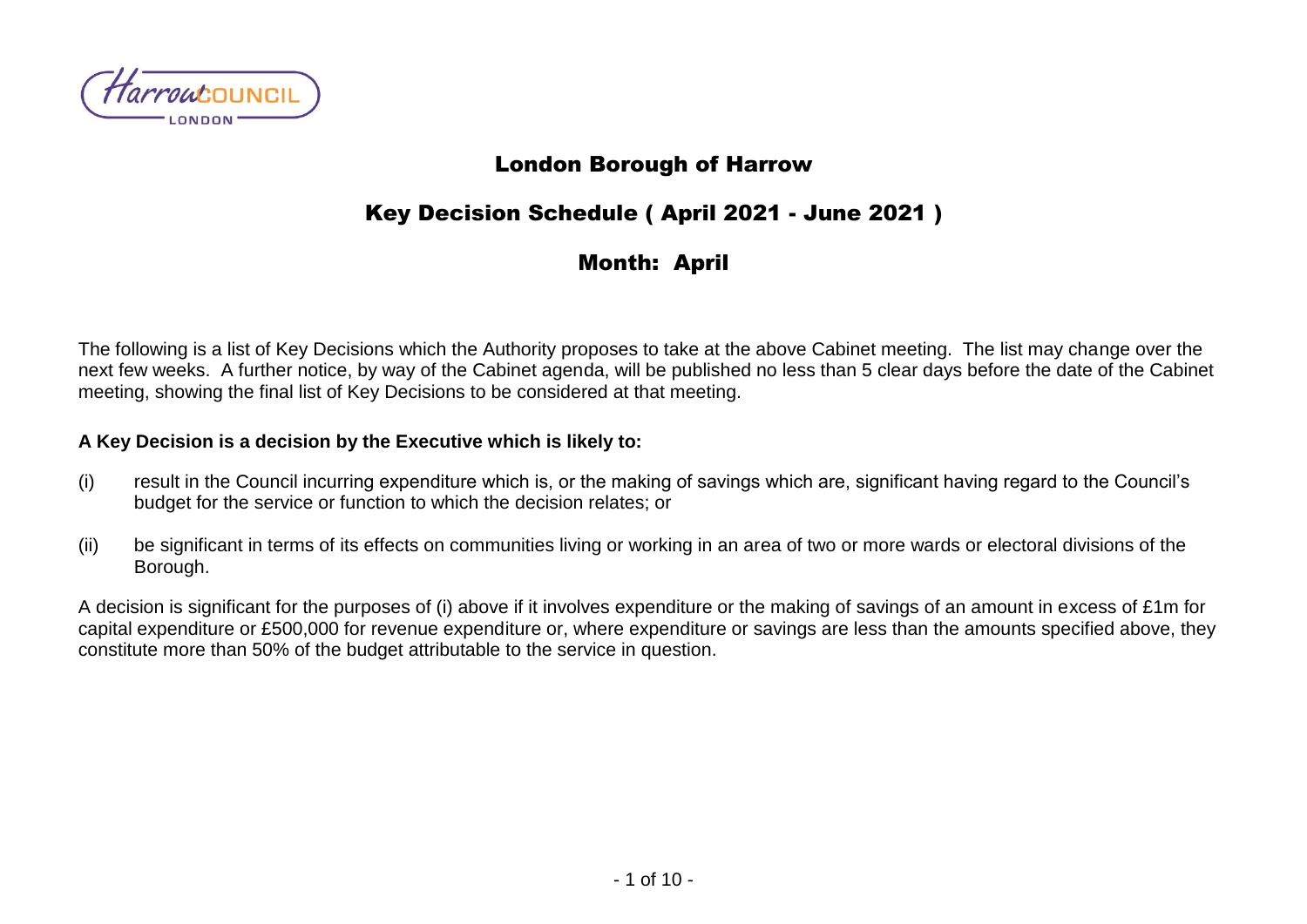# London Borough of Harrow

## Key Decision Schedule ( April 2021 - June 2021 )

## Month: April

The following is a list of Key Decisions which the Authority proposes to take at the above Cabinet meeting. The list may change over the next few weeks. A further notice, by way of the Cabinet agenda, will be published no less than 5 clear days before the date of the Cabinet meeting, showing the final list of Key Decisions to be considered at that meeting.

**A Key Decision is a decision by the Executive which is likely to:**

(i) result in the Council incurring expenditure which is, or the making of savings which are, significant having regard to the Council's budget for the service or function to which the decision relates; or

(ii) be significant in terms of its effects on communities living or working in an area of two or more wards or electoral divisions of the Borough.

A decision is significant for the purposes of (i) above if it involves expenditure or the making of savings of an amount in excess of £1m for capital expenditure or £500,000 for revenue expenditure or, where expenditure or savings are less than the amounts specified above, they constitute more than 50% of the budget attributable to the service in question.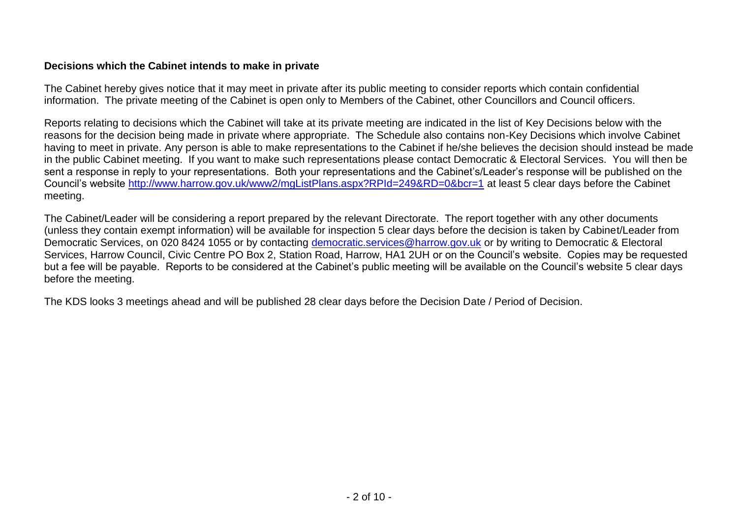**Decisions which the Cabinet intends to make in private**

The Cabinet hereby gives notice that it may meet in private after its public meeting to consider reports which contain confidential information. The private meeting of the Cabinet is open only to Members of the Cabinet, other Councillors and Council officers.

Reports relating to decisions which the Cabinet will take at its private meeting are indicated in the list of Key Decisions below with the reasons for the decision being made in private where appropriate. The Schedule also contains non-Key Decisions which involve Cabinet having to meet in private. Any person is able to make representations to the Cabinet if he/she believes the decision should instead be made in the public Cabinet meeting. If you want to make such representations please contact Democratic & Electoral Services. You will then be sent a response in reply to your representations. Both your representations and the Cabinet's/Leader's response will be published on the Council's website http://www.harrow.gov.uk/www2/mgListPlans.aspx?RPId=249&RD=0&bcr=1 at least 5 clear days before the Cabinet meeting.

The Cabinet/Leader will be considering a report prepared by the relevant Directorate. The report together with any other documents (unless they contain exempt information) will be available for inspection 5 clear days before the decision is taken by Cabinet/Leader from Democratic Services, on 020 8424 1055 or by contacting democratic.services@harrow.gov.uk or by writing to Democratic & Electoral Services, Harrow Council, Civic Centre PO Box 2, Station Road, Harrow, HA1 2UH or on the Council's website. Copies may be requested but a fee will be payable. Reports to be considered at the Cabinet's public meeting will be available on the Council's website 5 clear days before the meeting.

The KDS looks 3 meetings ahead and will be published 28 clear days before the Decision Date / Period of Decision.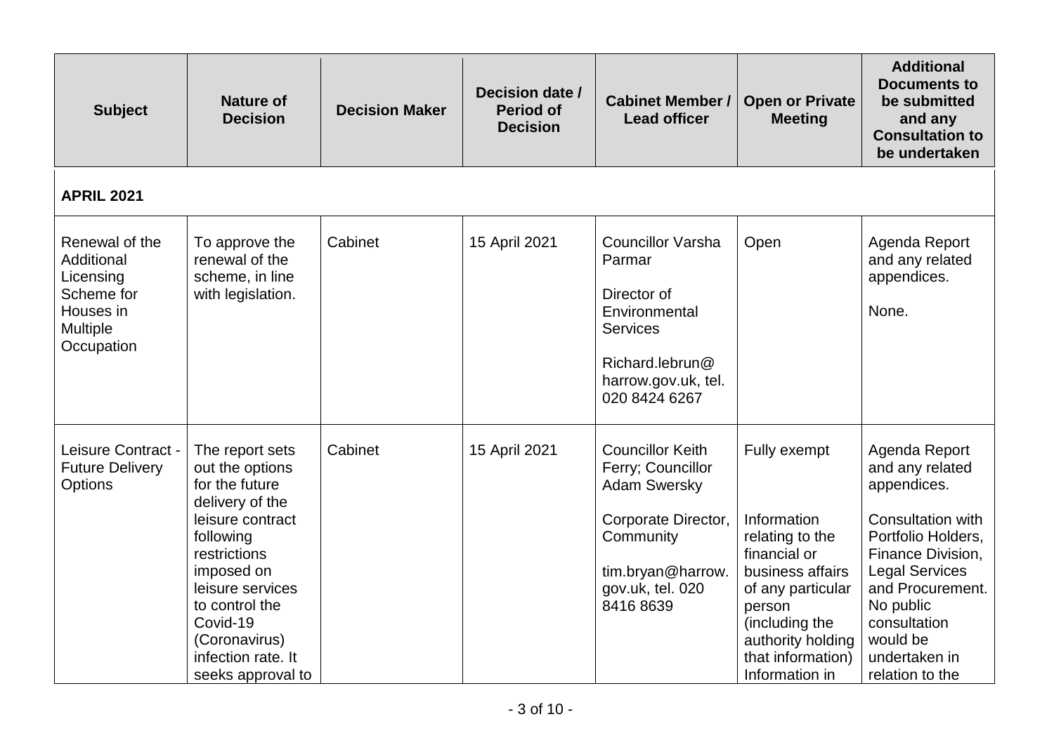| Subject | Nature of Decision | Decision Maker | Decision date / Period of Decision | Cabinet Member / Lead officer | Open or Private Meeting | Additional Documents to be submitted and any Consultation to be undertaken |
|---|---|---|---|---|---|---|
| **APRIL 2021** | | | | | | |
| Renewal of the Additional Licensing Scheme for Houses in Multiple Occupation | To approve the renewal of the scheme, in line with legislation. | Cabinet | 15 April 2021 | Councillor Varsha Parmar<br><br>Director of Environmental Services<br><br>Richard.lebrun@harrow.gov.uk, tel. 020 8424 6267 | Open | Agenda Report and any related appendices.<br><br>None. |
| Leisure Contract - Future Delivery Options | The report sets out the options for the future delivery of the leisure contract following restrictions imposed on leisure services to control the Covid-19 (Coronavirus) infection rate. It seeks approval to | Cabinet | 15 April 2021 | Councillor Keith Ferry; Councillor Adam Swersky<br><br>Corporate Director, Community<br><br>tim.bryan@harrow.gov.uk, tel. 020 8416 8639 | Fully exempt<br><br>Information relating to the financial or business affairs of any particular person (including the authority holding that information) Information in | Agenda Report and any related appendices.<br><br>Consultation with Portfolio Holders, Finance Division, Legal Services and Procurement. No public consultation would be undertaken in relation to the |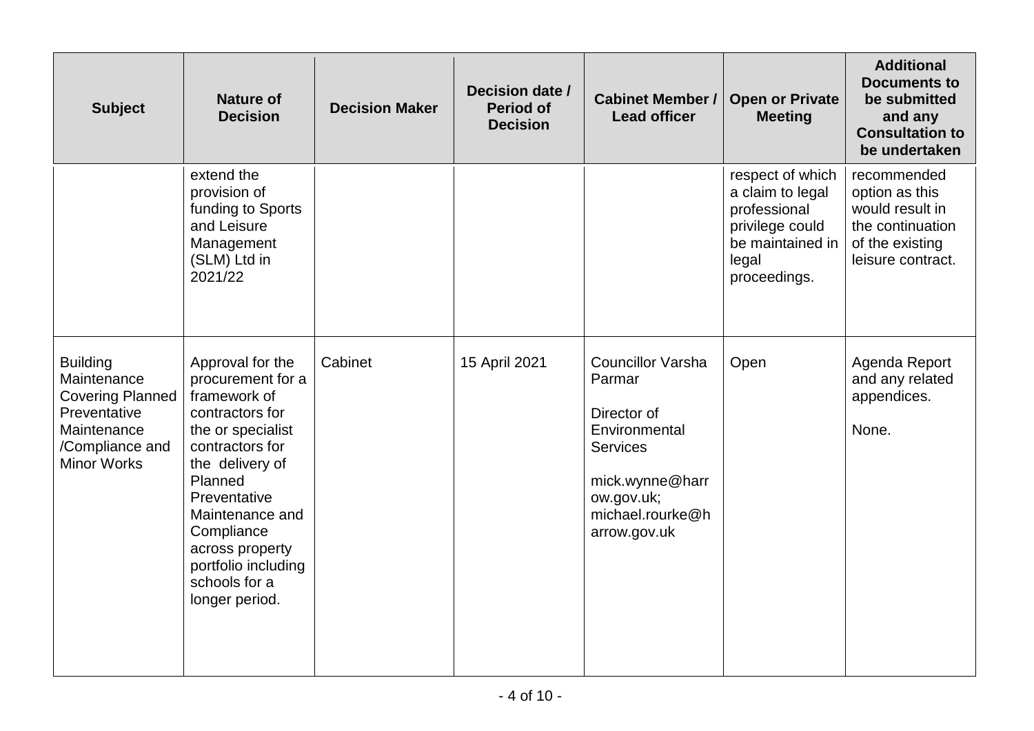| Subject | Nature of Decision | Decision Maker | Decision date / Period of Decision | Cabinet Member / Lead officer | Open or Private Meeting | Additional Documents to be submitted and any Consultation to be undertaken |
|---|---|---|---|---|---|---|
| | extend the provision of funding to Sports and Leisure Management (SLM) Ltd in 2021/22 | | | | respect of which a claim to legal professional privilege could be maintained in legal proceedings. | recommended option as this would result in the continuation of the existing leisure contract. |
| Building Maintenance Covering Planned Preventative Maintenance /Compliance and Minor Works | Approval for the procurement for a framework of contractors for the or specialist contractors for the delivery of Planned Preventative Maintenance and Compliance across property portfolio including schools for a longer period. | Cabinet | 15 April 2021 | Councillor Varsha Parmar<br><br>Director of Environmental Services<br><br>mick.wynne@harrow.gov.uk; michael.rourke@harrow.gov.uk | Open | Agenda Report and any related appendices.<br><br>None. |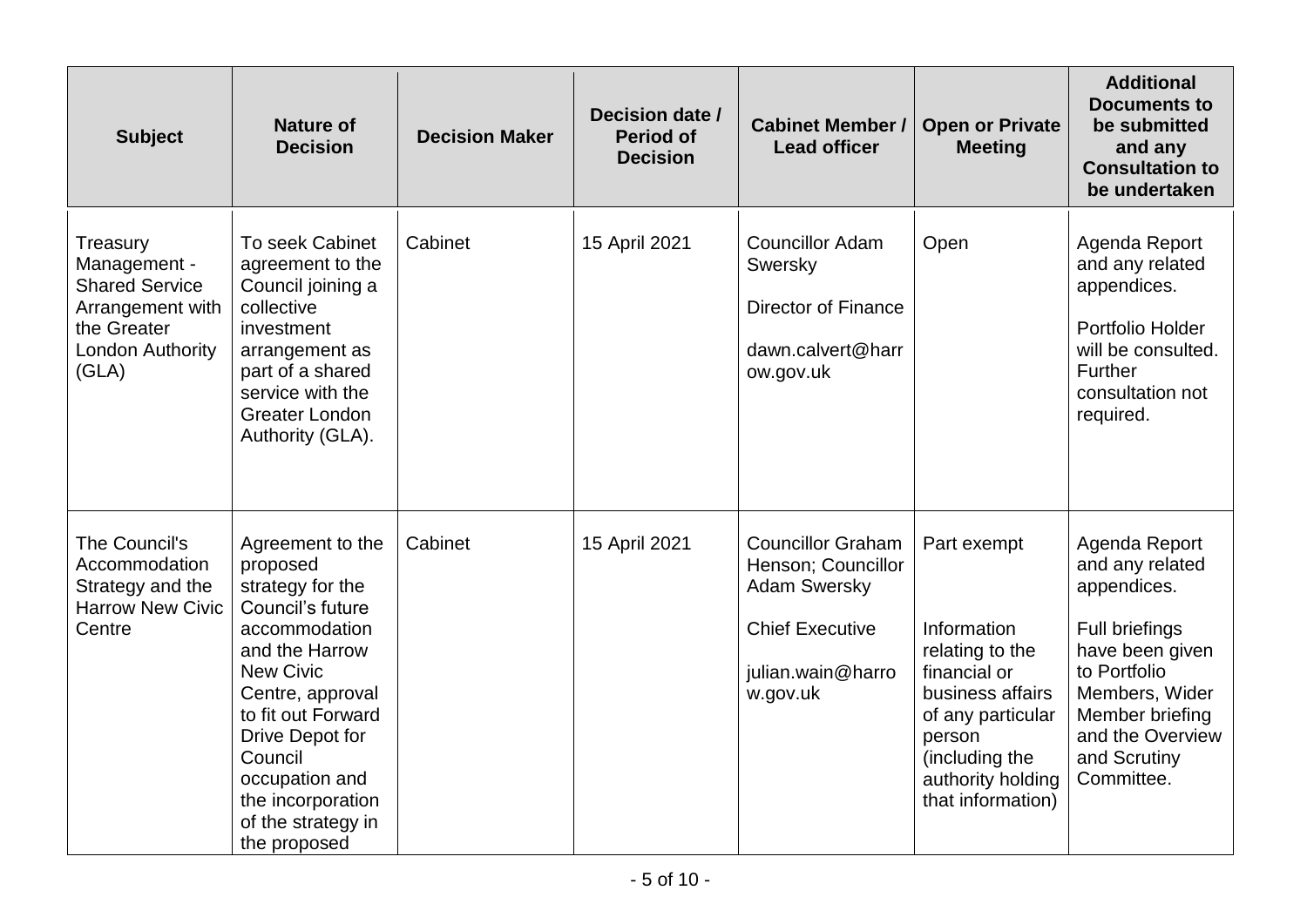| Subject | Nature of Decision | Decision Maker | Decision date / Period of Decision | Cabinet Member / Lead officer | Open or Private Meeting | Additional Documents to be submitted and any Consultation to be undertaken |
|---|---|---|---|---|---|---|
| Treasury Management - Shared Service Arrangement with the Greater London Authority (GLA) | To seek Cabinet agreement to the Council joining a collective investment arrangement as part of a shared service with the Greater London Authority (GLA). | Cabinet | 15 April 2021 | Councillor Adam Swersky<br><br>Director of Finance<br><br>dawn.calvert@harrow.gov.uk | Open | Agenda Report and any related appendices.<br><br>Portfolio Holder will be consulted. Further consultation not required. |
| The Council's Accommodation Strategy and the Harrow New Civic Centre | Agreement to the proposed strategy for the Council's future accommodation and the Harrow New Civic Centre, approval to fit out Forward Drive Depot for Council occupation and the incorporation of the strategy in the proposed | Cabinet | 15 April 2021 | Councillor Graham Henson; Councillor Adam Swersky<br><br>Chief Executive<br><br>julian.wain@harrow.gov.uk | Part exempt<br><br>Information relating to the financial or business affairs of any particular person (including the authority holding that information) | Agenda Report and any related appendices.<br><br>Full briefings have been given to Portfolio Members, Wider Member briefing and the Overview and Scrutiny Committee. |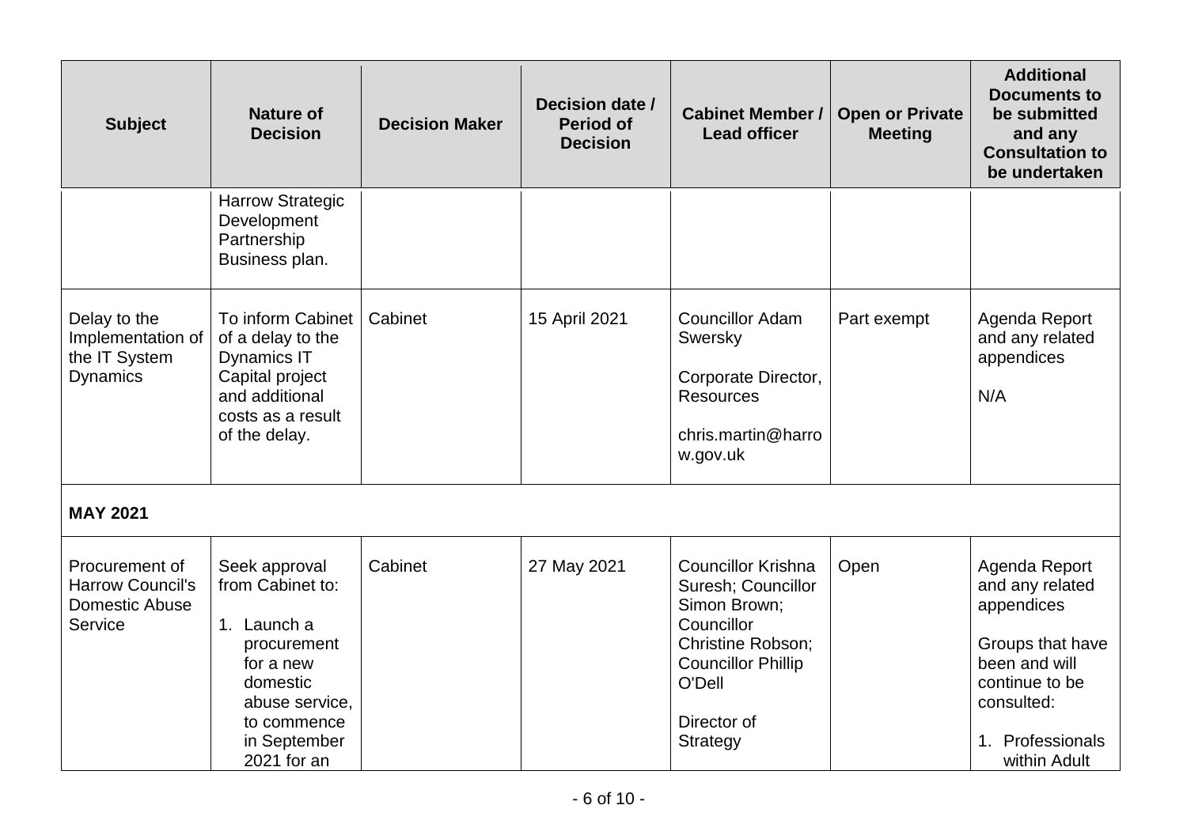| Subject | Nature of Decision | Decision Maker | Decision date / Period of Decision | Cabinet Member / Lead officer | Open or Private Meeting | Additional Documents to be submitted and any Consultation to be undertaken |
|---|---|---|---|---|---|---|
| | Harrow Strategic Development Partnership Business plan. | | | | | |
| Delay to the Implementation of the IT System Dynamics | To inform Cabinet of a delay to the Dynamics IT Capital project and additional costs as a result of the delay. | Cabinet | 15 April 2021 | Councillor Adam Swersky<br><br>Corporate Director, Resources<br><br>chris.martin@harrow.gov.uk | Part exempt | Agenda Report and any related appendices<br><br>N/A |
| **MAY 2021** | | | | | | |
| Procurement of Harrow Council's Domestic Abuse Service | Seek approval from Cabinet to:<br><br>1. Launch a procurement for a new domestic abuse service, to commence in September 2021 for an | Cabinet | 27 May 2021 | Councillor Krishna Suresh; Councillor Simon Brown; Councillor Christine Robson; Councillor Phillip O'Dell<br><br>Director of Strategy | Open | Agenda Report and any related appendices<br><br>Groups that have been and will continue to be consulted:<br><br>1. Professionals within Adult |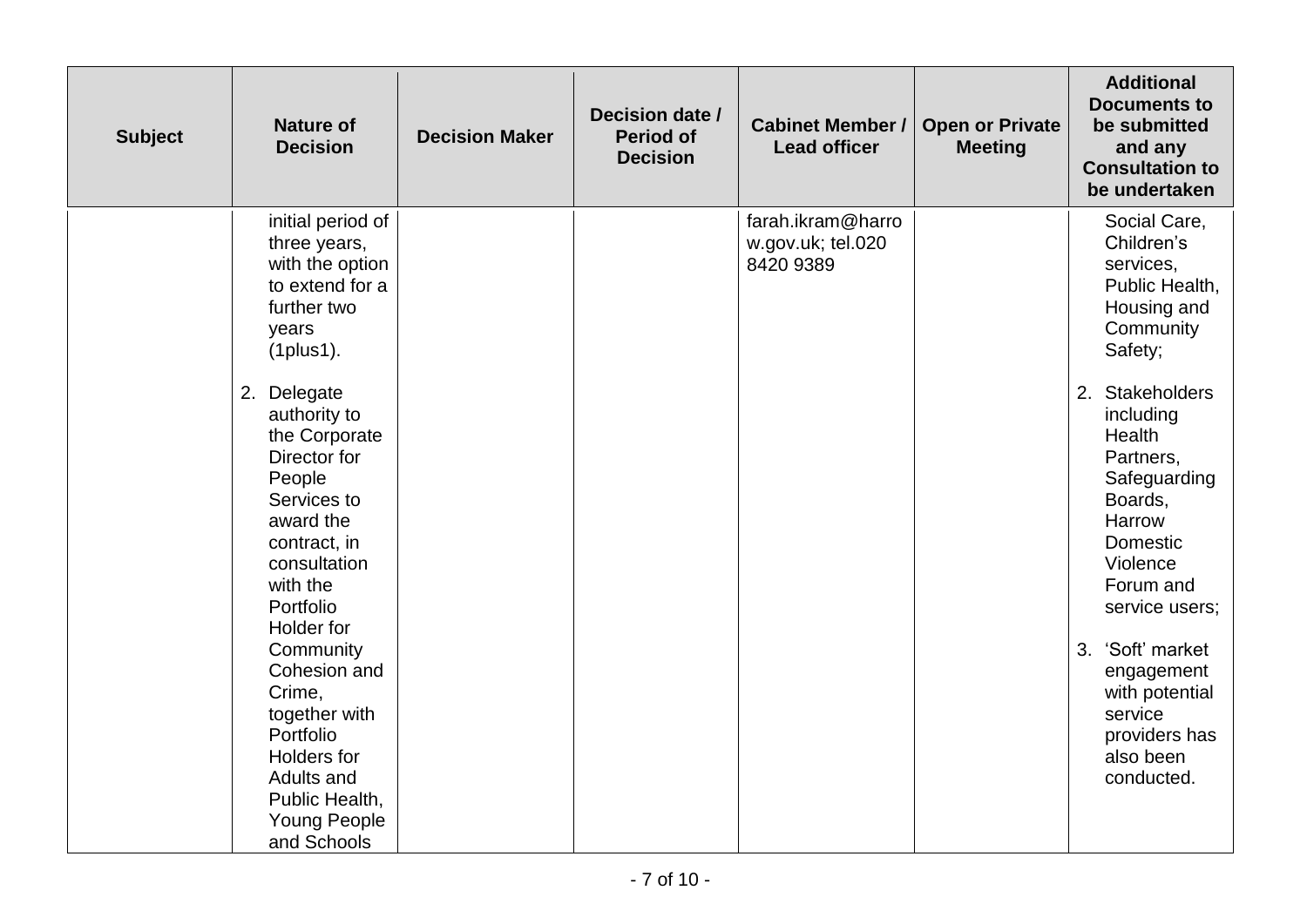| Subject | Nature of Decision | Decision Maker | Decision date / Period of Decision | Cabinet Member / Lead officer | Open or Private Meeting | Additional Documents to be submitted and any Consultation to be undertaken |
|---|---|---|---|---|---|---|
| | initial period of three years, with the option to extend for a further two years (1plus1).<br><br>2. Delegate authority to the Corporate Director for People Services to award the contract, in consultation with the Portfolio Holder for Community Cohesion and Crime, together with Portfolio Holders for Adults and Public Health, Young People and Schools | | | farah.ikram@harrow.gov.uk; tel.020 8420 9389 | | Social Care, Children's services, Public Health, Housing and Community Safety;<br><br>2. Stakeholders including Health Partners, Safeguarding Boards, Harrow Domestic Violence Forum and service users;<br><br>3. 'Soft' market engagement with potential service providers has also been conducted. |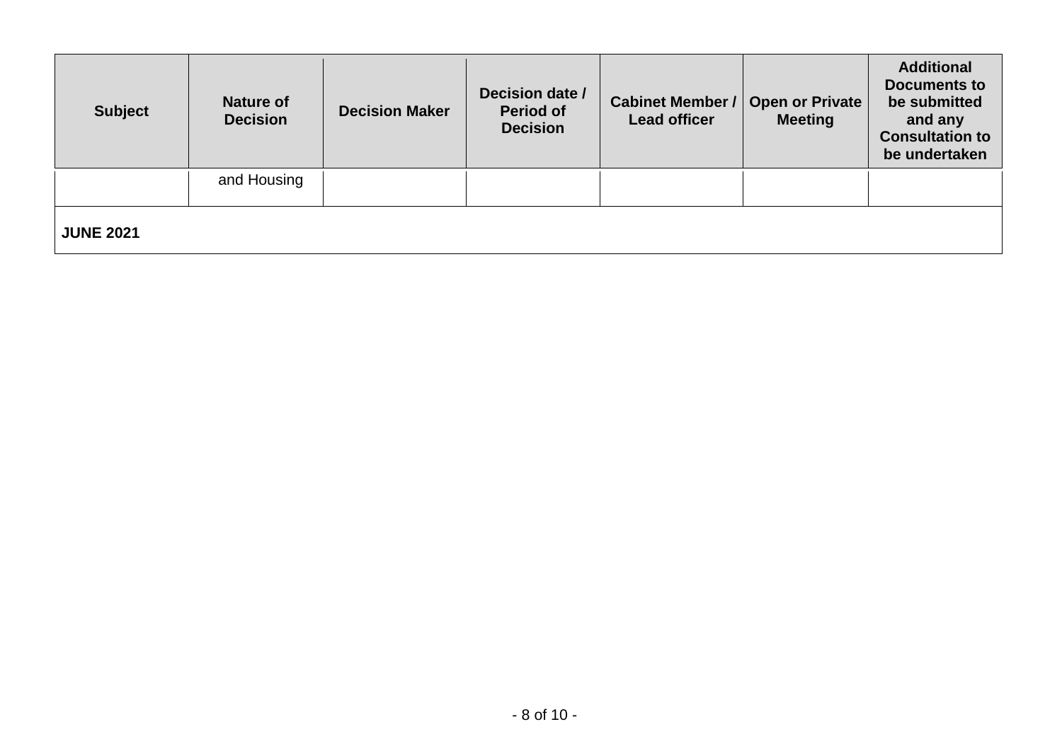| Subject | Nature of Decision | Decision Maker | Decision date / Period of Decision | Cabinet Member / Lead officer | Open or Private Meeting | Additional Documents to be submitted and any Consultation to be undertaken |
|---|---|---|---|---|---|---|
| | and Housing | | | | | |
| **JUNE 2021** | | | | | | |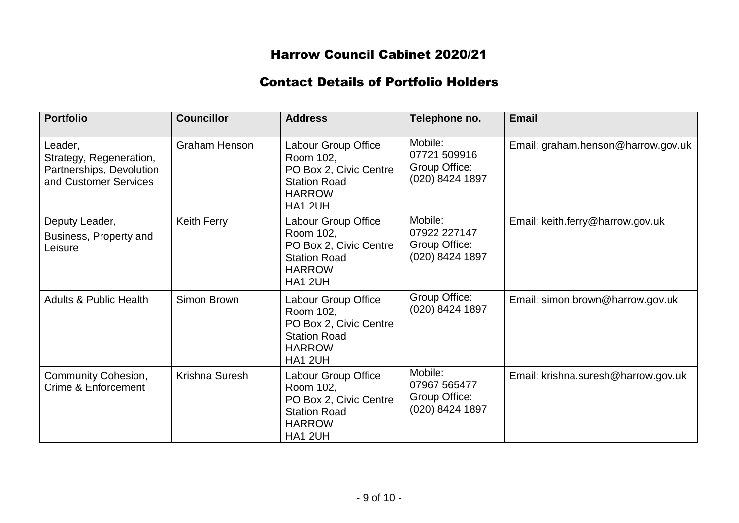# Harrow Council Cabinet 2020/21

## Contact Details of Portfolio Holders

| Portfolio | Councillor | Address | Telephone no. | Email |
|---|---|---|---|---|
| Leader, Strategy, Regeneration, Partnerships, Devolution and Customer Services | Graham Henson | Labour Group Office Room 102, PO Box 2, Civic Centre Station Road HARROW HA1 2UH | Mobile: 07721 509916 Group Office: (020) 8424 1897 | Email: graham.henson@harrow.gov.uk |
| Deputy Leader, Business, Property and Leisure | Keith Ferry | Labour Group Office Room 102, PO Box 2, Civic Centre Station Road HARROW HA1 2UH | Mobile: 07922 227147 Group Office: (020) 8424 1897 | Email: keith.ferry@harrow.gov.uk |
| Adults & Public Health | Simon Brown | Labour Group Office Room 102, PO Box 2, Civic Centre Station Road HARROW HA1 2UH | Group Office: (020) 8424 1897 | Email: simon.brown@harrow.gov.uk |
| Community Cohesion, Crime & Enforcement | Krishna Suresh | Labour Group Office Room 102, PO Box 2, Civic Centre Station Road HARROW HA1 2UH | Mobile: 07967 565477 Group Office: (020) 8424 1897 | Email: krishna.suresh@harrow.gov.uk |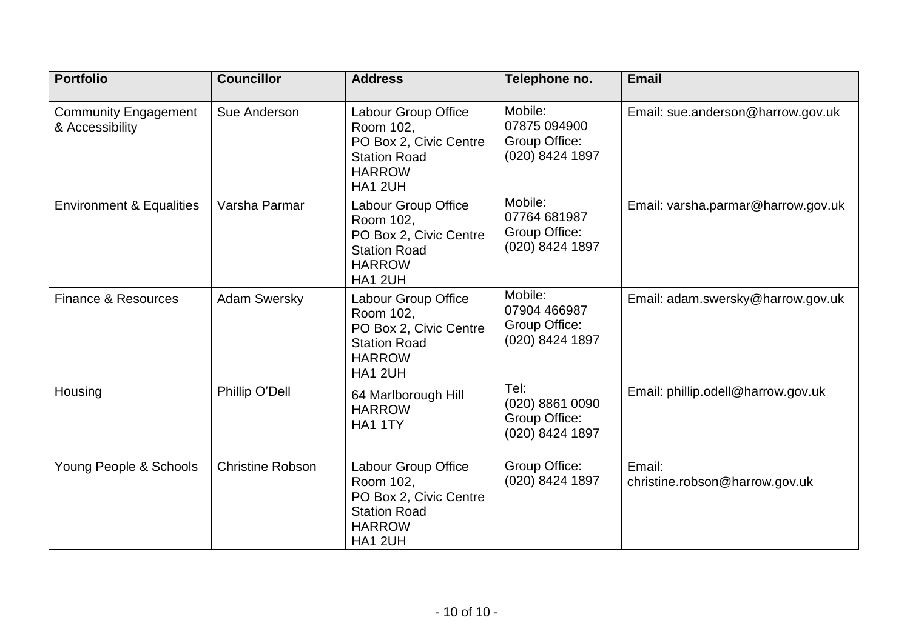| Portfolio | Councillor | Address | Telephone no. | Email |
|---|---|---|---|---|
| Community Engagement & Accessibility | Sue Anderson | Labour Group Office Room 102, PO Box 2, Civic Centre Station Road HARROW HA1 2UH | Mobile: 07875 094900 Group Office: (020) 8424 1897 | Email: sue.anderson@harrow.gov.uk |
| Environment & Equalities | Varsha Parmar | Labour Group Office Room 102, PO Box 2, Civic Centre Station Road HARROW HA1 2UH | Mobile: 07764 681987 Group Office: (020) 8424 1897 | Email: varsha.parmar@harrow.gov.uk |
| Finance & Resources | Adam Swersky | Labour Group Office Room 102, PO Box 2, Civic Centre Station Road HARROW HA1 2UH | Mobile: 07904 466987 Group Office: (020) 8424 1897 | Email: adam.swersky@harrow.gov.uk |
| Housing | Phillip O'Dell | 64 Marlborough Hill HARROW HA1 1TY | Tel: (020) 8861 0090 Group Office: (020) 8424 1897 | Email: phillip.odell@harrow.gov.uk |
| Young People & Schools | Christine Robson | Labour Group Office Room 102, PO Box 2, Civic Centre Station Road HARROW HA1 2UH | Group Office: (020) 8424 1897 | Email: christine.robson@harrow.gov.uk |